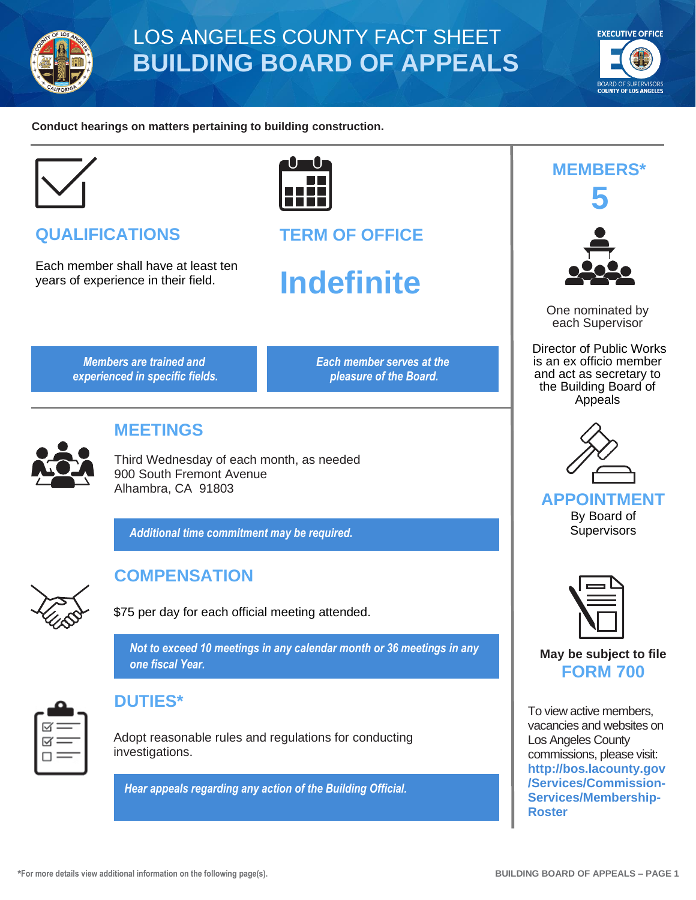# LOS ANGELES COUNTY FACT SHEET
# BUILDING BOARD OF APPEALS

**Conduct hearings on matters pertaining to building construction.**

## QUALIFICATIONS

Each member shall have at least ten years of experience in their field.

*Members are trained and experienced in specific fields.*

## TERM OF OFFICE

**Indefinite**

*Each member serves at the pleasure of the Board.*

## MEETINGS

Third Wednesday of each month, as needed
900 South Fremont Avenue
Alhambra, CA 91803

*Additional time commitment may be required.*

## COMPENSATION

$75 per day for each official meeting attended.

*Not to exceed 10 meetings in any calendar month or 36 meetings in any one fiscal Year.*

## DUTIES*

Adopt reasonable rules and regulations for conducting investigations.

*Hear appeals regarding any action of the Building Official.*

## MEMBERS*

**5**

One nominated by each Supervisor

Director of Public Works is an ex officio member and act as secretary to the Building Board of Appeals

## APPOINTMENT

By Board of Supervisors

**May be subject to file**
**FORM 700**

To view active members, vacancies and websites on Los Angeles County commissions, please visit: **http://bos.lacounty.gov/Services/Commission-Services/Membership-Roster**

*For more details view additional information on the following page(s).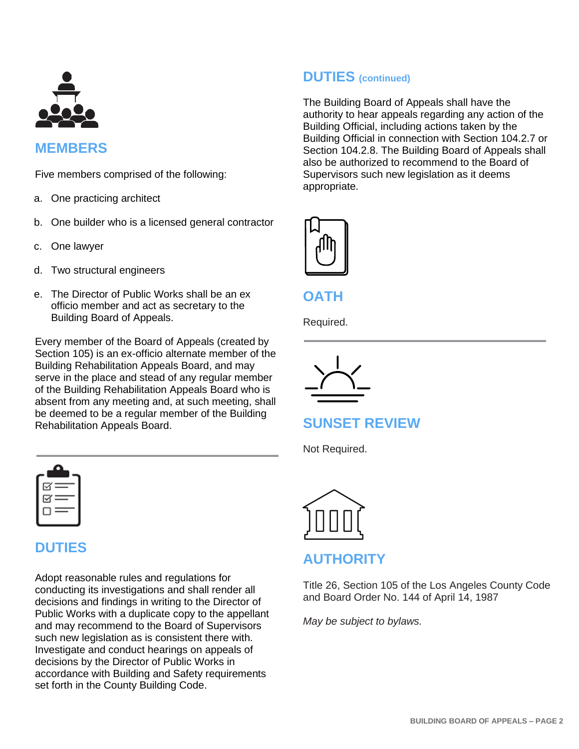## MEMBERS

Five members comprised of the following:

a. One practicing architect

b. One builder who is a licensed general contractor

c. One lawyer

d. Two structural engineers

e. The Director of Public Works shall be an ex officio member and act as secretary to the Building Board of Appeals.

Every member of the Board of Appeals (created by Section 105) is an ex-officio alternate member of the Building Rehabilitation Appeals Board, and may serve in the place and stead of any regular member of the Building Rehabilitation Appeals Board who is absent from any meeting and, at such meeting, shall be deemed to be a regular member of the Building Rehabilitation Appeals Board.

## DUTIES

Adopt reasonable rules and regulations for conducting its investigations and shall render all decisions and findings in writing to the Director of Public Works with a duplicate copy to the appellant and may recommend to the Board of Supervisors such new legislation as is consistent there with. Investigate and conduct hearings on appeals of decisions by the Director of Public Works in accordance with Building and Safety requirements set forth in the County Building Code.

## DUTIES (continued)

The Building Board of Appeals shall have the authority to hear appeals regarding any action of the Building Official, including actions taken by the Building Official in connection with Section 104.2.7 or Section 104.2.8. The Building Board of Appeals shall also be authorized to recommend to the Board of Supervisors such new legislation as it deems appropriate.

## OATH

Required.

## SUNSET REVIEW

Not Required.

## AUTHORITY

Title 26, Section 105 of the Los Angeles County Code and Board Order No. 144 of April 14, 1987

*May be subject to bylaws.*